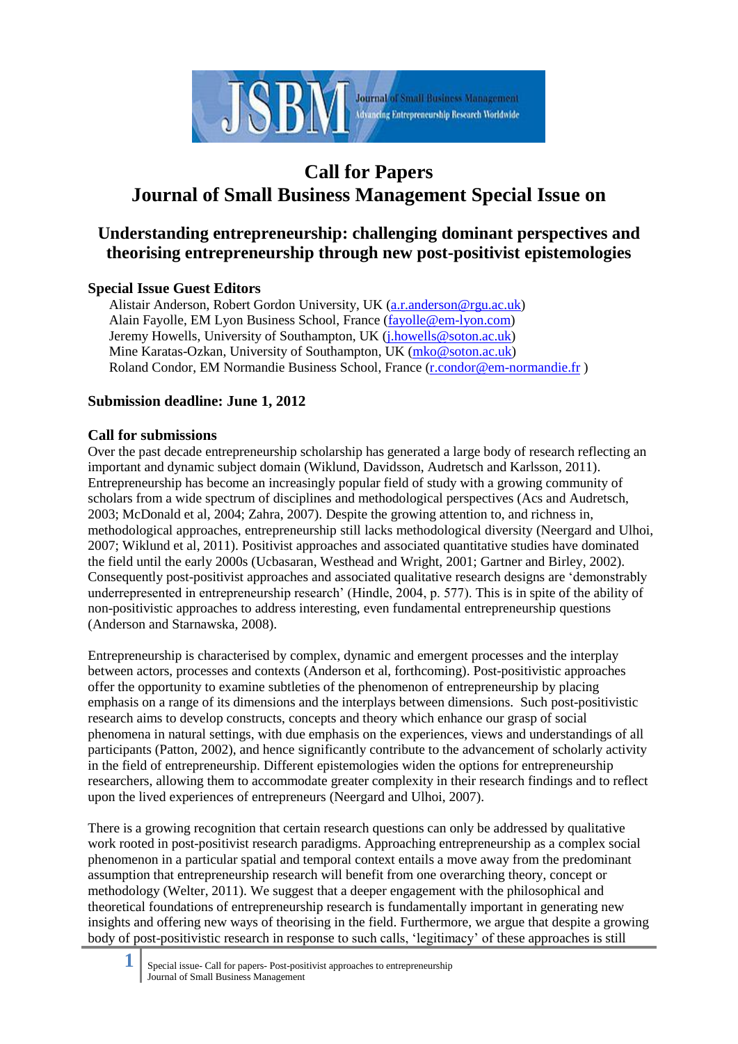# Call for Papers
# Journal of Small Business Management Special Issue on

## Understanding entrepreneurship: challenging dominant perspectives and theorising entrepreneurship through new post-positivist epistemologies

### Special Issue Guest Editors

Alistair Anderson, Robert Gordon University, UK (a.r.anderson@rgu.ac.uk)
Alain Fayolle, EM Lyon Business School, France (fayolle@em-lyon.com)
Jeremy Howells, University of Southampton, UK (j.howells@soton.ac.uk)
Mine Karatas-Ozkan, University of Southampton, UK (mko@soton.ac.uk)
Roland Condor, EM Normandie Business School, France (r.condor@em-normandie.fr )

### Submission deadline: June 1, 2012

### Call for submissions

Over the past decade entrepreneurship scholarship has generated a large body of research reflecting an important and dynamic subject domain (Wiklund, Davidsson, Audretsch and Karlsson, 2011). Entrepreneurship has become an increasingly popular field of study with a growing community of scholars from a wide spectrum of disciplines and methodological perspectives (Acs and Audretsch, 2003; McDonald et al, 2004; Zahra, 2007). Despite the growing attention to, and richness in, methodological approaches, entrepreneurship still lacks methodological diversity (Neergard and Ulhoi, 2007; Wiklund et al, 2011). Positivist approaches and associated quantitative studies have dominated the field until the early 2000s (Ucbasaran, Westhead and Wright, 2001; Gartner and Birley, 2002). Consequently post-positivist approaches and associated qualitative research designs are 'demonstrably underrepresented in entrepreneurship research' (Hindle, 2004, p. 577). This is in spite of the ability of non-positivistic approaches to address interesting, even fundamental entrepreneurship questions (Anderson and Starnawska, 2008).

Entrepreneurship is characterised by complex, dynamic and emergent processes and the interplay between actors, processes and contexts (Anderson et al, forthcoming). Post-positivistic approaches offer the opportunity to examine subtleties of the phenomenon of entrepreneurship by placing emphasis on a range of its dimensions and the interplays between dimensions. Such post-positivistic research aims to develop constructs, concepts and theory which enhance our grasp of social phenomena in natural settings, with due emphasis on the experiences, views and understandings of all participants (Patton, 2002), and hence significantly contribute to the advancement of scholarly activity in the field of entrepreneurship. Different epistemologies widen the options for entrepreneurship researchers, allowing them to accommodate greater complexity in their research findings and to reflect upon the lived experiences of entrepreneurs (Neergard and Ulhoi, 2007).

There is a growing recognition that certain research questions can only be addressed by qualitative work rooted in post-positivist research paradigms. Approaching entrepreneurship as a complex social phenomenon in a particular spatial and temporal context entails a move away from the predominant assumption that entrepreneurship research will benefit from one overarching theory, concept or methodology (Welter, 2011). We suggest that a deeper engagement with the philosophical and theoretical foundations of entrepreneurship research is fundamentally important in generating new insights and offering new ways of theorising in the field. Furthermore, we argue that despite a growing body of post-positivistic research in response to such calls, 'legitimacy' of these approaches is still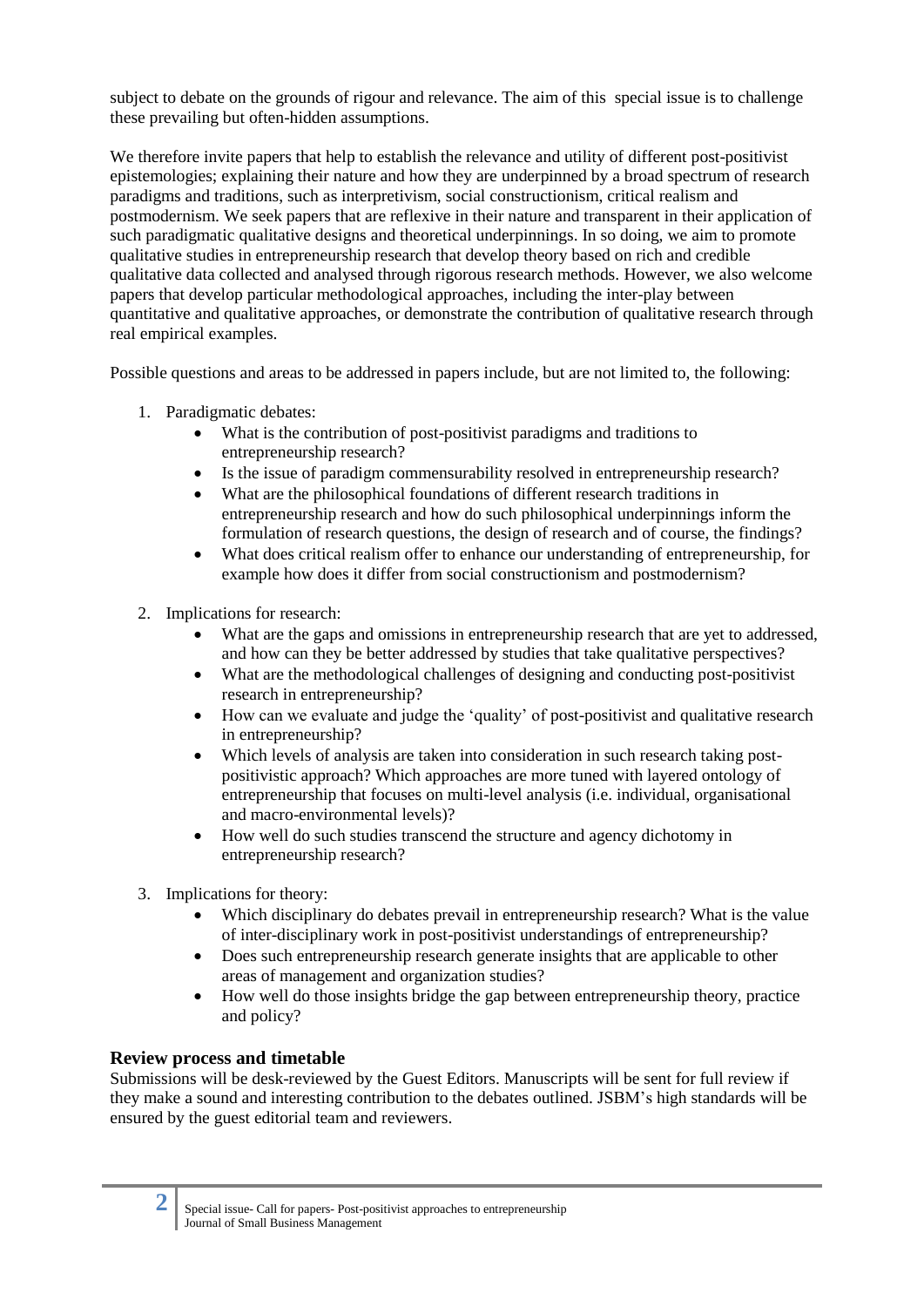subject to debate on the grounds of rigour and relevance. The aim of this special issue is to challenge these prevailing but often-hidden assumptions.

We therefore invite papers that help to establish the relevance and utility of different post-positivist epistemologies; explaining their nature and how they are underpinned by a broad spectrum of research paradigms and traditions, such as interpretivism, social constructionism, critical realism and postmodernism. We seek papers that are reflexive in their nature and transparent in their application of such paradigmatic qualitative designs and theoretical underpinnings. In so doing, we aim to promote qualitative studies in entrepreneurship research that develop theory based on rich and credible qualitative data collected and analysed through rigorous research methods. However, we also welcome papers that develop particular methodological approaches, including the inter-play between quantitative and qualitative approaches, or demonstrate the contribution of qualitative research through real empirical examples.

Possible questions and areas to be addressed in papers include, but are not limited to, the following:

1. Paradigmatic debates:
   - What is the contribution of post-positivist paradigms and traditions to entrepreneurship research?
   - Is the issue of paradigm commensurability resolved in entrepreneurship research?
   - What are the philosophical foundations of different research traditions in entrepreneurship research and how do such philosophical underpinnings inform the formulation of research questions, the design of research and of course, the findings?
   - What does critical realism offer to enhance our understanding of entrepreneurship, for example how does it differ from social constructionism and postmodernism?
2. Implications for research:
   - What are the gaps and omissions in entrepreneurship research that are yet to addressed, and how can they be better addressed by studies that take qualitative perspectives?
   - What are the methodological challenges of designing and conducting post-positivist research in entrepreneurship?
   - How can we evaluate and judge the 'quality' of post-positivist and qualitative research in entrepreneurship?
   - Which levels of analysis are taken into consideration in such research taking post-positivistic approach? Which approaches are more tuned with layered ontology of entrepreneurship that focuses on multi-level analysis (i.e. individual, organisational and macro-environmental levels)?
   - How well do such studies transcend the structure and agency dichotomy in entrepreneurship research?
3. Implications for theory:
   - Which disciplinary do debates prevail in entrepreneurship research? What is the value of inter-disciplinary work in post-positivist understandings of entrepreneurship?
   - Does such entrepreneurship research generate insights that are applicable to other areas of management and organization studies?
   - How well do those insights bridge the gap between entrepreneurship theory, practice and policy?

## Review process and timetable

Submissions will be desk-reviewed by the Guest Editors. Manuscripts will be sent for full review if they make a sound and interesting contribution to the debates outlined. JSBM's high standards will be ensured by the guest editorial team and reviewers.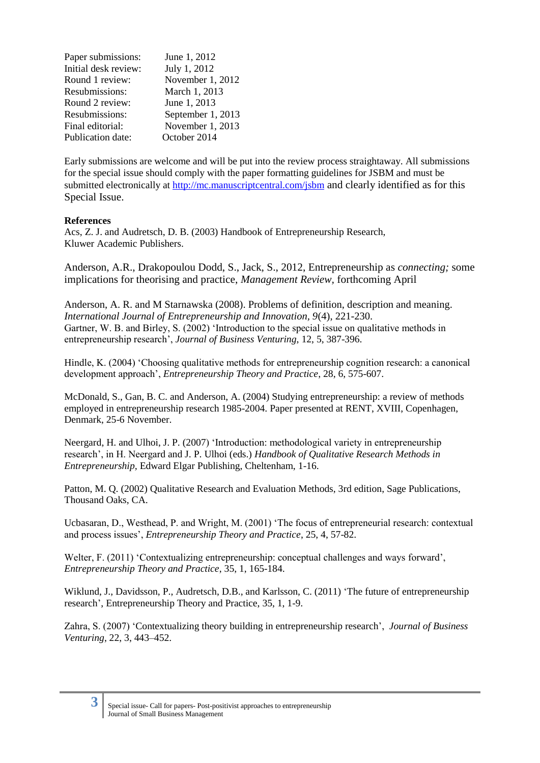| | |
|---|---|
| Paper submissions: | June 1, 2012 |
| Initial desk review: | July 1, 2012 |
| Round 1 review: | November 1, 2012 |
| Resubmissions: | March 1, 2013 |
| Round 2 review: | June 1, 2013 |
| Resubmissions: | September 1, 2013 |
| Final editorial: | November 1, 2013 |
| Publication date: | October 2014 |

Early submissions are welcome and will be put into the review process straightaway. All submissions for the special issue should comply with the paper formatting guidelines for JSBM and must be submitted electronically at http://mc.manuscriptcentral.com/jsbm and clearly identified as for this Special Issue.

**References**

Acs, Z. J. and Audretsch, D. B. (2003) Handbook of Entrepreneurship Research, Kluwer Academic Publishers.

Anderson, A.R., Drakopoulou Dodd, S., Jack, S., 2012, Entrepreneurship as *connecting;* some implications for theorising and practice, *Management Review*, forthcoming April

Anderson, A. R. and M Starnawska (2008). Problems of definition, description and meaning. *International Journal of Entrepreneurship and Innovation, 9*(4), 221-230.

Gartner, W. B. and Birley, S. (2002) 'Introduction to the special issue on qualitative methods in entrepreneurship research', *Journal of Business Venturing*, 12, 5, 387-396.

Hindle, K. (2004) 'Choosing qualitative methods for entrepreneurship cognition research: a canonical development approach', *Entrepreneurship Theory and Practice*, 28, 6, 575-607.

McDonald, S., Gan, B. C. and Anderson, A. (2004) Studying entrepreneurship: a review of methods employed in entrepreneurship research 1985-2004. Paper presented at RENT, XVIII, Copenhagen, Denmark, 25-6 November.

Neergard, H. and Ulhoi, J. P. (2007) 'Introduction: methodological variety in entrepreneurship research', in H. Neergard and J. P. Ulhoi (eds.) *Handbook of Qualitative Research Methods in Entrepreneurship*, Edward Elgar Publishing, Cheltenham, 1-16.

Patton, M. Q. (2002) Qualitative Research and Evaluation Methods, 3rd edition, Sage Publications, Thousand Oaks, CA.

Ucbasaran, D., Westhead, P. and Wright, M. (2001) 'The focus of entrepreneurial research: contextual and process issues', *Entrepreneurship Theory and Practice*, 25, 4, 57-82.

Welter, F. (2011) 'Contextualizing entrepreneurship: conceptual challenges and ways forward', *Entrepreneurship Theory and Practice*, 35, 1, 165-184.

Wiklund, J., Davidsson, P., Audretsch, D.B., and Karlsson, C. (2011) 'The future of entrepreneurship research', Entrepreneurship Theory and Practice, 35, 1, 1-9.

Zahra, S. (2007) 'Contextualizing theory building in entrepreneurship research', *Journal of Business Venturing*, 22, 3, 443–452.